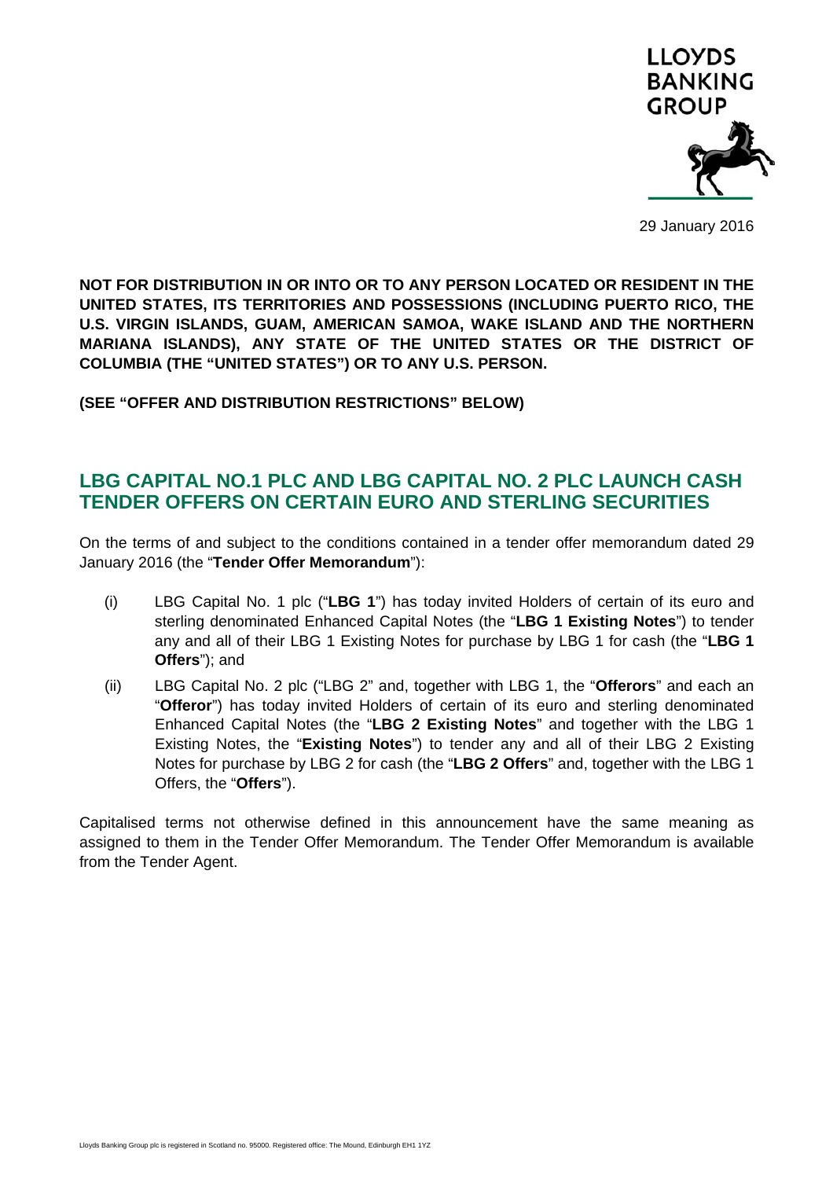29 January 2016

**NOT FOR DISTRIBUTION IN OR INTO OR TO ANY PERSON LOCATED OR RESIDENT IN THE UNITED STATES, ITS TERRITORIES AND POSSESSIONS (INCLUDING PUERTO RICO, THE U.S. VIRGIN ISLANDS, GUAM, AMERICAN SAMOA, WAKE ISLAND AND THE NORTHERN MARIANA ISLANDS), ANY STATE OF THE UNITED STATES OR THE DISTRICT OF COLUMBIA (THE "UNITED STATES") OR TO ANY U.S. PERSON.**

**(SEE "OFFER AND DISTRIBUTION RESTRICTIONS" BELOW)**

## LBG CAPITAL NO.1 PLC AND LBG CAPITAL NO. 2 PLC LAUNCH CASH TENDER OFFERS ON CERTAIN EURO AND STERLING SECURITIES

On the terms of and subject to the conditions contained in a tender offer memorandum dated 29 January 2016 (the "**Tender Offer Memorandum**"):

(i) LBG Capital No. 1 plc ("**LBG 1**") has today invited Holders of certain of its euro and sterling denominated Enhanced Capital Notes (the "**LBG 1 Existing Notes**") to tender any and all of their LBG 1 Existing Notes for purchase by LBG 1 for cash (the "**LBG 1 Offers**"); and

(ii) LBG Capital No. 2 plc ("LBG 2" and, together with LBG 1, the "**Offerors**" and each an "**Offeror**") has today invited Holders of certain of its euro and sterling denominated Enhanced Capital Notes (the "**LBG 2 Existing Notes**" and together with the LBG 1 Existing Notes, the "**Existing Notes**") to tender any and all of their LBG 2 Existing Notes for purchase by LBG 2 for cash (the "**LBG 2 Offers**" and, together with the LBG 1 Offers, the "**Offers**").

Capitalised terms not otherwise defined in this announcement have the same meaning as assigned to them in the Tender Offer Memorandum. The Tender Offer Memorandum is available from the Tender Agent.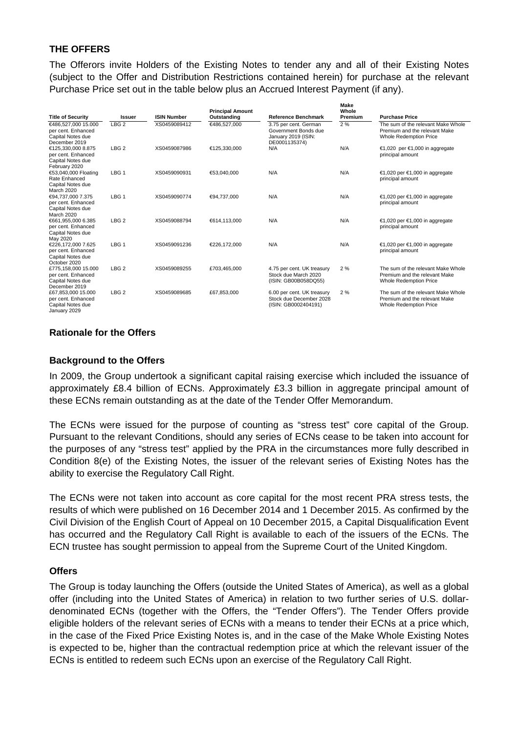## THE OFFERS

The Offerors invite Holders of the Existing Notes to tender any and all of their Existing Notes (subject to the Offer and Distribution Restrictions contained herein) for purchase at the relevant Purchase Price set out in the table below plus an Accrued Interest Payment (if any).

| Title of Security | Issuer | ISIN Number | Principal Amount Outstanding | Reference Benchmark | Make Whole Premium | Purchase Price |
|---|---|---|---|---|---|---|
| €486,527,000 15.000 per cent. Enhanced Capital Notes due December 2019 | LBG 2 | XS0459089412 | €486,527,000 | 3.75 per cent. German Government Bonds due January 2019 (ISIN: DE0001135374) | 2 % | The sum of the relevant Make Whole Premium and the relevant Make Whole Redemption Price |
| €125,330,000 8.875 per cent. Enhanced Capital Notes due February 2020 | LBG 2 | XS0459087986 | €125,330,000 | N/A | N/A | €1,020 per €1,000 in aggregate principal amount |
| €53,040,000 Floating Rate Enhanced Capital Notes due March 2020 | LBG 1 | XS0459090931 | €53,040,000 | N/A | N/A | €1,020 per €1,000 in aggregate principal amount |
| €94,737,000 7.375 per cent. Enhanced Capital Notes due March 2020 | LBG 1 | XS0459090774 | €94,737,000 | N/A | N/A | €1,020 per €1,000 in aggregate principal amount |
| €661,955,000 6.385 per cent. Enhanced Capital Notes due May 2020 | LBG 2 | XS0459088794 | €614,113,000 | N/A | N/A | €1,020 per €1,000 in aggregate principal amount |
| €226,172,000 7.625 per cent. Enhanced Capital Notes due October 2020 | LBG 1 | XS0459091236 | €226,172,000 | N/A | N/A | €1,020 per €1,000 in aggregate principal amount |
| £775,158,000 15.000 per cent. Enhanced Capital Notes due December 2019 | LBG 2 | XS0459089255 | £703,465,000 | 4.75 per cent. UK treasury Stock due March 2020 (ISIN: GB00B058DQ55) | 2 % | The sum of the relevant Make Whole Premium and the relevant Make Whole Redemption Price |
| £67,853,000 15.000 per cent. Enhanced Capital Notes due January 2029 | LBG 2 | XS0459089685 | £67,853,000 | 6.00 per cent. UK treasury Stock due December 2028 (ISIN: GB0002404191) | 2 % | The sum of the relevant Make Whole Premium and the relevant Make Whole Redemption Price |

### Rationale for the Offers

### Background to the Offers

In 2009, the Group undertook a significant capital raising exercise which included the issuance of approximately £8.4 billion of ECNs. Approximately £3.3 billion in aggregate principal amount of these ECNs remain outstanding as at the date of the Tender Offer Memorandum.

The ECNs were issued for the purpose of counting as "stress test" core capital of the Group. Pursuant to the relevant Conditions, should any series of ECNs cease to be taken into account for the purposes of any "stress test" applied by the PRA in the circumstances more fully described in Condition 8(e) of the Existing Notes, the issuer of the relevant series of Existing Notes has the ability to exercise the Regulatory Call Right.

The ECNs were not taken into account as core capital for the most recent PRA stress tests, the results of which were published on 16 December 2014 and 1 December 2015. As confirmed by the Civil Division of the English Court of Appeal on 10 December 2015, a Capital Disqualification Event has occurred and the Regulatory Call Right is available to each of the issuers of the ECNs. The ECN trustee has sought permission to appeal from the Supreme Court of the United Kingdom.

### Offers

The Group is today launching the Offers (outside the United States of America), as well as a global offer (including into the United States of America) in relation to two further series of U.S. dollar-denominated ECNs (together with the Offers, the "Tender Offers"). The Tender Offers provide eligible holders of the relevant series of ECNs with a means to tender their ECNs at a price which, in the case of the Fixed Price Existing Notes is, and in the case of the Make Whole Existing Notes is expected to be, higher than the contractual redemption price at which the relevant issuer of the ECNs is entitled to redeem such ECNs upon an exercise of the Regulatory Call Right.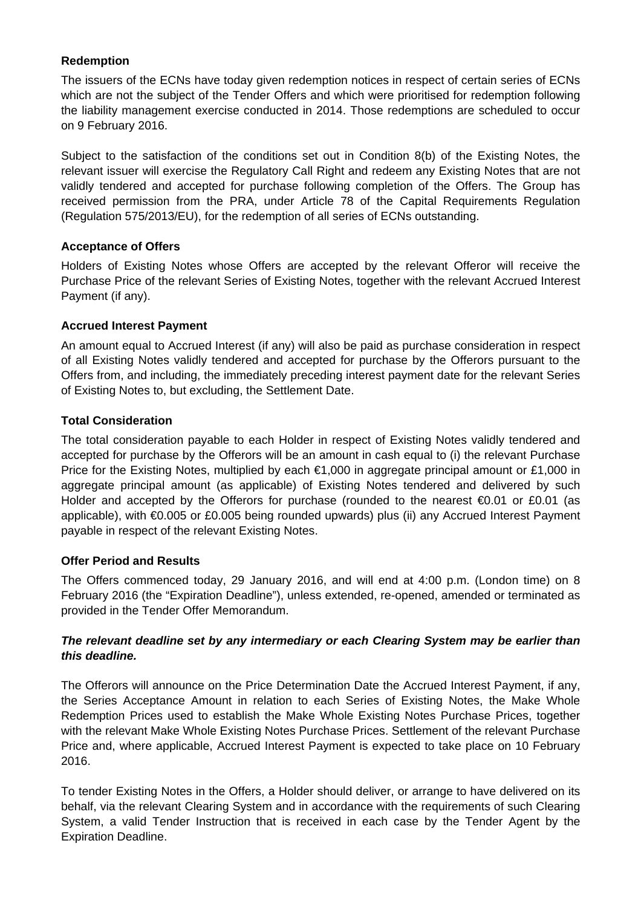**Redemption**

The issuers of the ECNs have today given redemption notices in respect of certain series of ECNs which are not the subject of the Tender Offers and which were prioritised for redemption following the liability management exercise conducted in 2014. Those redemptions are scheduled to occur on 9 February 2016.

Subject to the satisfaction of the conditions set out in Condition 8(b) of the Existing Notes, the relevant issuer will exercise the Regulatory Call Right and redeem any Existing Notes that are not validly tendered and accepted for purchase following completion of the Offers. The Group has received permission from the PRA, under Article 78 of the Capital Requirements Regulation (Regulation 575/2013/EU), for the redemption of all series of ECNs outstanding.

**Acceptance of Offers**

Holders of Existing Notes whose Offers are accepted by the relevant Offeror will receive the Purchase Price of the relevant Series of Existing Notes, together with the relevant Accrued Interest Payment (if any).

**Accrued Interest Payment**

An amount equal to Accrued Interest (if any) will also be paid as purchase consideration in respect of all Existing Notes validly tendered and accepted for purchase by the Offerors pursuant to the Offers from, and including, the immediately preceding interest payment date for the relevant Series of Existing Notes to, but excluding, the Settlement Date.

**Total Consideration**

The total consideration payable to each Holder in respect of Existing Notes validly tendered and accepted for purchase by the Offerors will be an amount in cash equal to (i) the relevant Purchase Price for the Existing Notes, multiplied by each €1,000 in aggregate principal amount or £1,000 in aggregate principal amount (as applicable) of Existing Notes tendered and delivered by such Holder and accepted by the Offerors for purchase (rounded to the nearest €0.01 or £0.01 (as applicable), with €0.005 or £0.005 being rounded upwards) plus (ii) any Accrued Interest Payment payable in respect of the relevant Existing Notes.

**Offer Period and Results**

The Offers commenced today, 29 January 2016, and will end at 4:00 p.m. (London time) on 8 February 2016 (the "Expiration Deadline"), unless extended, re-opened, amended or terminated as provided in the Tender Offer Memorandum.

***The relevant deadline set by any intermediary or each Clearing System may be earlier than this deadline.***

The Offerors will announce on the Price Determination Date the Accrued Interest Payment, if any, the Series Acceptance Amount in relation to each Series of Existing Notes, the Make Whole Redemption Prices used to establish the Make Whole Existing Notes Purchase Prices, together with the relevant Make Whole Existing Notes Purchase Prices. Settlement of the relevant Purchase Price and, where applicable, Accrued Interest Payment is expected to take place on 10 February 2016.

To tender Existing Notes in the Offers, a Holder should deliver, or arrange to have delivered on its behalf, via the relevant Clearing System and in accordance with the requirements of such Clearing System, a valid Tender Instruction that is received in each case by the Tender Agent by the Expiration Deadline.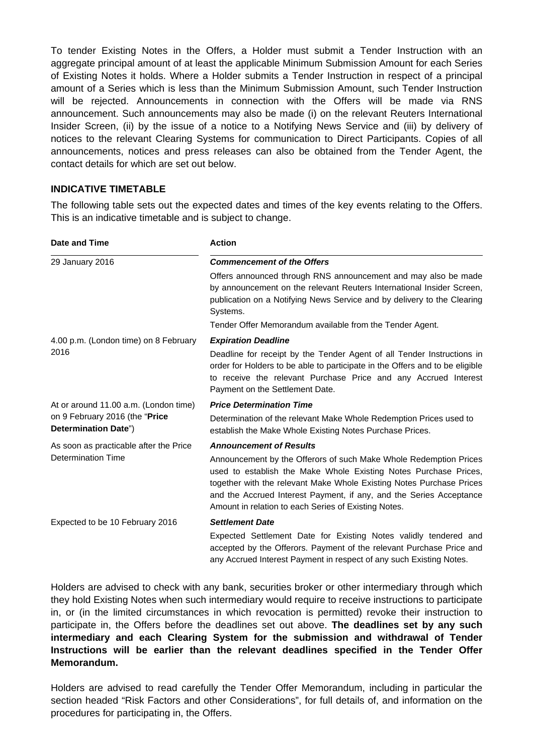To tender Existing Notes in the Offers, a Holder must submit a Tender Instruction with an aggregate principal amount of at least the applicable Minimum Submission Amount for each Series of Existing Notes it holds. Where a Holder submits a Tender Instruction in respect of a principal amount of a Series which is less than the Minimum Submission Amount, such Tender Instruction will be rejected. Announcements in connection with the Offers will be made via RNS announcement. Such announcements may also be made (i) on the relevant Reuters International Insider Screen, (ii) by the issue of a notice to a Notifying News Service and (iii) by delivery of notices to the relevant Clearing Systems for communication to Direct Participants. Copies of all announcements, notices and press releases can also be obtained from the Tender Agent, the contact details for which are set out below.

### INDICATIVE TIMETABLE

The following table sets out the expected dates and times of the key events relating to the Offers. This is an indicative timetable and is subject to change.

| Date and Time | Action |
|---|---|
| 29 January 2016 | ***Commencement of the Offers***<br>Offers announced through RNS announcement and may also be made by announcement on the relevant Reuters International Insider Screen, publication on a Notifying News Service and by delivery to the Clearing Systems.<br>Tender Offer Memorandum available from the Tender Agent. |
| 4.00 p.m. (London time) on 8 February 2016 | ***Expiration Deadline***<br>Deadline for receipt by the Tender Agent of all Tender Instructions in order for Holders to be able to participate in the Offers and to be eligible to receive the relevant Purchase Price and any Accrued Interest Payment on the Settlement Date. |
| At or around 11.00 a.m. (London time) on 9 February 2016 (the "**Price Determination Date**") | ***Price Determination Time***<br>Determination of the relevant Make Whole Redemption Prices used to establish the Make Whole Existing Notes Purchase Prices. |
| As soon as practicable after the Price Determination Time | ***Announcement of Results***<br>Announcement by the Offerors of such Make Whole Redemption Prices used to establish the Make Whole Existing Notes Purchase Prices, together with the relevant Make Whole Existing Notes Purchase Prices and the Accrued Interest Payment, if any, and the Series Acceptance Amount in relation to each Series of Existing Notes. |
| Expected to be 10 February 2016 | ***Settlement Date***<br>Expected Settlement Date for Existing Notes validly tendered and accepted by the Offerors. Payment of the relevant Purchase Price and any Accrued Interest Payment in respect of any such Existing Notes. |

Holders are advised to check with any bank, securities broker or other intermediary through which they hold Existing Notes when such intermediary would require to receive instructions to participate in, or (in the limited circumstances in which revocation is permitted) revoke their instruction to participate in, the Offers before the deadlines set out above. **The deadlines set by any such intermediary and each Clearing System for the submission and withdrawal of Tender Instructions will be earlier than the relevant deadlines specified in the Tender Offer Memorandum.**

Holders are advised to read carefully the Tender Offer Memorandum, including in particular the section headed "Risk Factors and other Considerations", for full details of, and information on the procedures for participating in, the Offers.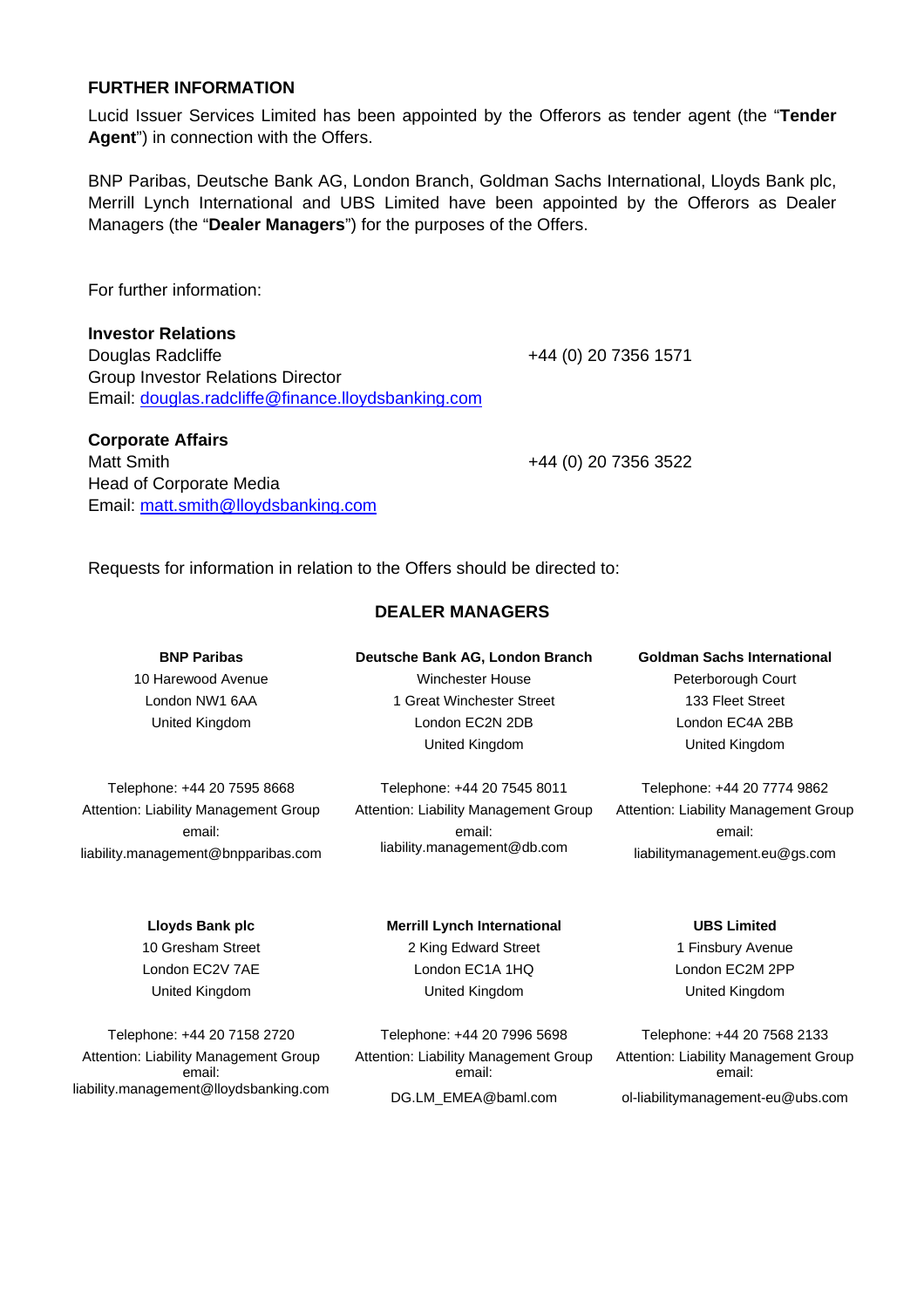## FURTHER INFORMATION

Lucid Issuer Services Limited has been appointed by the Offerors as tender agent (the "**Tender Agent**") in connection with the Offers.

BNP Paribas, Deutsche Bank AG, London Branch, Goldman Sachs International, Lloyds Bank plc, Merrill Lynch International and UBS Limited have been appointed by the Offerors as Dealer Managers (the "**Dealer Managers**") for the purposes of the Offers.

For further information:

**Investor Relations**
Douglas Radcliffe — +44 (0) 20 7356 1571
Group Investor Relations Director
Email: douglas.radcliffe@finance.lloydsbanking.com

**Corporate Affairs**
Matt Smith — +44 (0) 20 7356 3522
Head of Corporate Media
Email: matt.smith@lloydsbanking.com

Requests for information in relation to the Offers should be directed to:

### DEALER MANAGERS

**BNP Paribas**
10 Harewood Avenue
London NW1 6AA
United Kingdom

Telephone: +44 20 7595 8668
Attention: Liability Management Group
email:
liability.management@bnpparibas.com

**Deutsche Bank AG, London Branch**
Winchester House
1 Great Winchester Street
London EC2N 2DB
United Kingdom

Telephone: +44 20 7545 8011
Attention: Liability Management Group
email:
liability.management@db.com

**Goldman Sachs International**
Peterborough Court
133 Fleet Street
London EC4A 2BB
United Kingdom

Telephone: +44 20 7774 9862
Attention: Liability Management Group
email:
liabilitymanagement.eu@gs.com

**Lloyds Bank plc**
10 Gresham Street
London EC2V 7AE
United Kingdom

Telephone: +44 20 7158 2720
Attention: Liability Management Group
email:
liability.management@lloydsbanking.com

**Merrill Lynch International**
2 King Edward Street
London EC1A 1HQ
United Kingdom

Telephone: +44 20 7996 5698
Attention: Liability Management Group
email:
DG.LM_EMEA@baml.com

**UBS Limited**
1 Finsbury Avenue
London EC2M 2PP
United Kingdom

Telephone: +44 20 7568 2133
Attention: Liability Management Group
email:
ol-liabilitymanagement-eu@ubs.com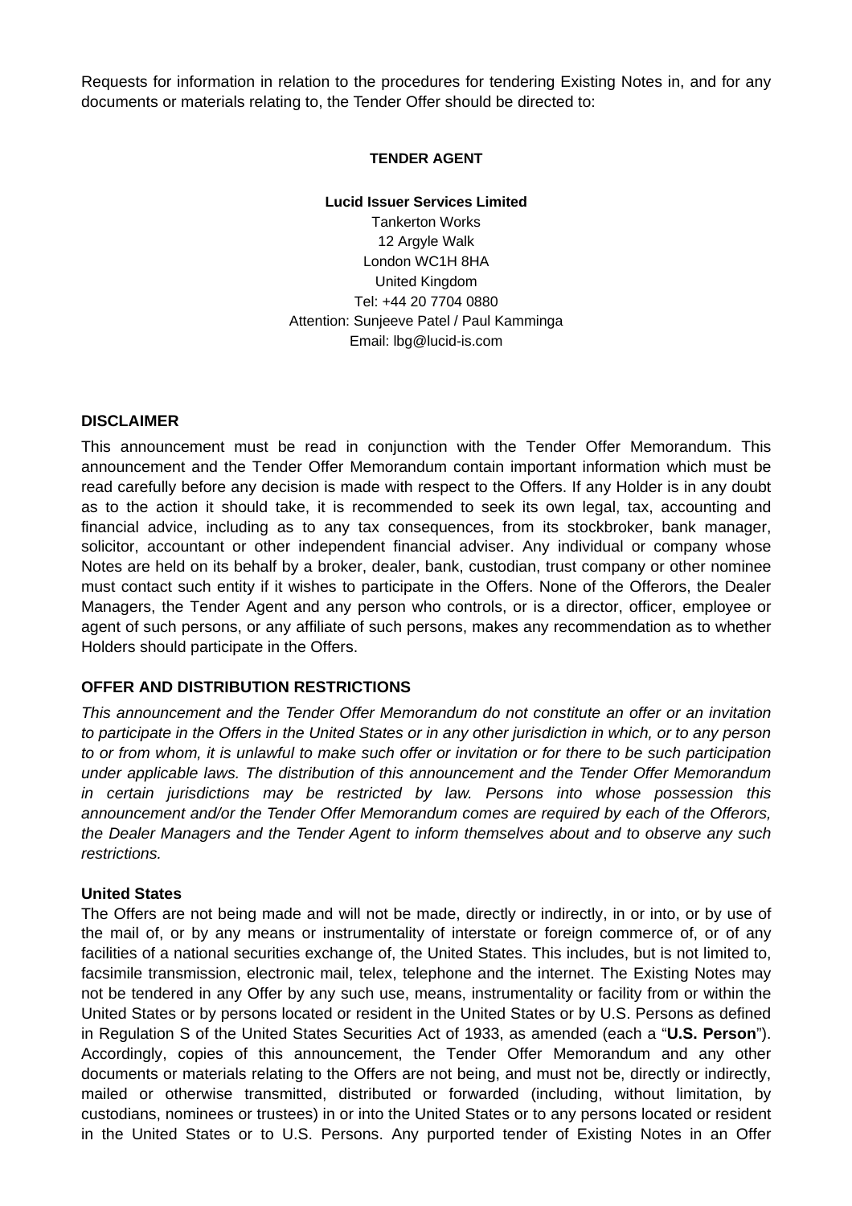Requests for information in relation to the procedures for tendering Existing Notes in, and for any documents or materials relating to, the Tender Offer should be directed to:

**TENDER AGENT**

**Lucid Issuer Services Limited**
Tankerton Works
12 Argyle Walk
London WC1H 8HA
United Kingdom
Tel: +44 20 7704 0880
Attention: Sunjeeve Patel / Paul Kamminga
Email: lbg@lucid-is.com

**DISCLAIMER**

This announcement must be read in conjunction with the Tender Offer Memorandum. This announcement and the Tender Offer Memorandum contain important information which must be read carefully before any decision is made with respect to the Offers. If any Holder is in any doubt as to the action it should take, it is recommended to seek its own legal, tax, accounting and financial advice, including as to any tax consequences, from its stockbroker, bank manager, solicitor, accountant or other independent financial adviser. Any individual or company whose Notes are held on its behalf by a broker, dealer, bank, custodian, trust company or other nominee must contact such entity if it wishes to participate in the Offers. None of the Offerors, the Dealer Managers, the Tender Agent and any person who controls, or is a director, officer, employee or agent of such persons, or any affiliate of such persons, makes any recommendation as to whether Holders should participate in the Offers.

**OFFER AND DISTRIBUTION RESTRICTIONS**

*This announcement and the Tender Offer Memorandum do not constitute an offer or an invitation to participate in the Offers in the United States or in any other jurisdiction in which, or to any person to or from whom, it is unlawful to make such offer or invitation or for there to be such participation under applicable laws. The distribution of this announcement and the Tender Offer Memorandum in certain jurisdictions may be restricted by law. Persons into whose possession this announcement and/or the Tender Offer Memorandum comes are required by each of the Offerors, the Dealer Managers and the Tender Agent to inform themselves about and to observe any such restrictions.*

**United States**

The Offers are not being made and will not be made, directly or indirectly, in or into, or by use of the mail of, or by any means or instrumentality of interstate or foreign commerce of, or of any facilities of a national securities exchange of, the United States. This includes, but is not limited to, facsimile transmission, electronic mail, telex, telephone and the internet. The Existing Notes may not be tendered in any Offer by any such use, means, instrumentality or facility from or within the United States or by persons located or resident in the United States or by U.S. Persons as defined in Regulation S of the United States Securities Act of 1933, as amended (each a "**U.S. Person**"). Accordingly, copies of this announcement, the Tender Offer Memorandum and any other documents or materials relating to the Offers are not being, and must not be, directly or indirectly, mailed or otherwise transmitted, distributed or forwarded (including, without limitation, by custodians, nominees or trustees) in or into the United States or to any persons located or resident in the United States or to U.S. Persons. Any purported tender of Existing Notes in an Offer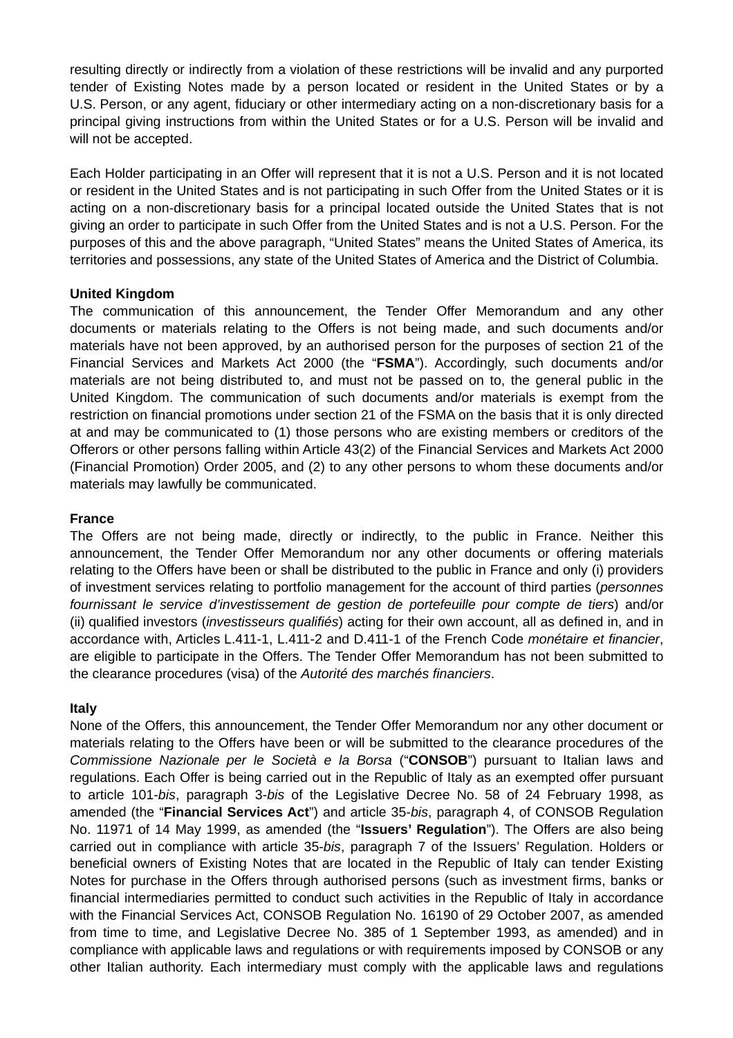resulting directly or indirectly from a violation of these restrictions will be invalid and any purported tender of Existing Notes made by a person located or resident in the United States or by a U.S. Person, or any agent, fiduciary or other intermediary acting on a non-discretionary basis for a principal giving instructions from within the United States or for a U.S. Person will be invalid and will not be accepted.

Each Holder participating in an Offer will represent that it is not a U.S. Person and it is not located or resident in the United States and is not participating in such Offer from the United States or it is acting on a non-discretionary basis for a principal located outside the United States that is not giving an order to participate in such Offer from the United States and is not a U.S. Person. For the purposes of this and the above paragraph, "United States" means the United States of America, its territories and possessions, any state of the United States of America and the District of Columbia.

**United Kingdom**

The communication of this announcement, the Tender Offer Memorandum and any other documents or materials relating to the Offers is not being made, and such documents and/or materials have not been approved, by an authorised person for the purposes of section 21 of the Financial Services and Markets Act 2000 (the "**FSMA**"). Accordingly, such documents and/or materials are not being distributed to, and must not be passed on to, the general public in the United Kingdom. The communication of such documents and/or materials is exempt from the restriction on financial promotions under section 21 of the FSMA on the basis that it is only directed at and may be communicated to (1) those persons who are existing members or creditors of the Offerors or other persons falling within Article 43(2) of the Financial Services and Markets Act 2000 (Financial Promotion) Order 2005, and (2) to any other persons to whom these documents and/or materials may lawfully be communicated.

**France**

The Offers are not being made, directly or indirectly, to the public in France. Neither this announcement, the Tender Offer Memorandum nor any other documents or offering materials relating to the Offers have been or shall be distributed to the public in France and only (i) providers of investment services relating to portfolio management for the account of third parties (*personnes fournissant le service d'investissement de gestion de portefeuille pour compte de tiers*) and/or (ii) qualified investors (*investisseurs qualifiés*) acting for their own account, all as defined in, and in accordance with, Articles L.411-1, L.411-2 and D.411-1 of the French Code *monétaire et financier*, are eligible to participate in the Offers. The Tender Offer Memorandum has not been submitted to the clearance procedures (visa) of the *Autorité des marchés financiers*.

**Italy**

None of the Offers, this announcement, the Tender Offer Memorandum nor any other document or materials relating to the Offers have been or will be submitted to the clearance procedures of the *Commissione Nazionale per le Società e la Borsa* ("**CONSOB**") pursuant to Italian laws and regulations. Each Offer is being carried out in the Republic of Italy as an exempted offer pursuant to article 101-*bis*, paragraph 3-*bis* of the Legislative Decree No. 58 of 24 February 1998, as amended (the "**Financial Services Act**") and article 35-*bis*, paragraph 4, of CONSOB Regulation No. 11971 of 14 May 1999, as amended (the "**Issuers' Regulation**"). The Offers are also being carried out in compliance with article 35-*bis*, paragraph 7 of the Issuers' Regulation. Holders or beneficial owners of Existing Notes that are located in the Republic of Italy can tender Existing Notes for purchase in the Offers through authorised persons (such as investment firms, banks or financial intermediaries permitted to conduct such activities in the Republic of Italy in accordance with the Financial Services Act, CONSOB Regulation No. 16190 of 29 October 2007, as amended from time to time, and Legislative Decree No. 385 of 1 September 1993, as amended) and in compliance with applicable laws and regulations or with requirements imposed by CONSOB or any other Italian authority. Each intermediary must comply with the applicable laws and regulations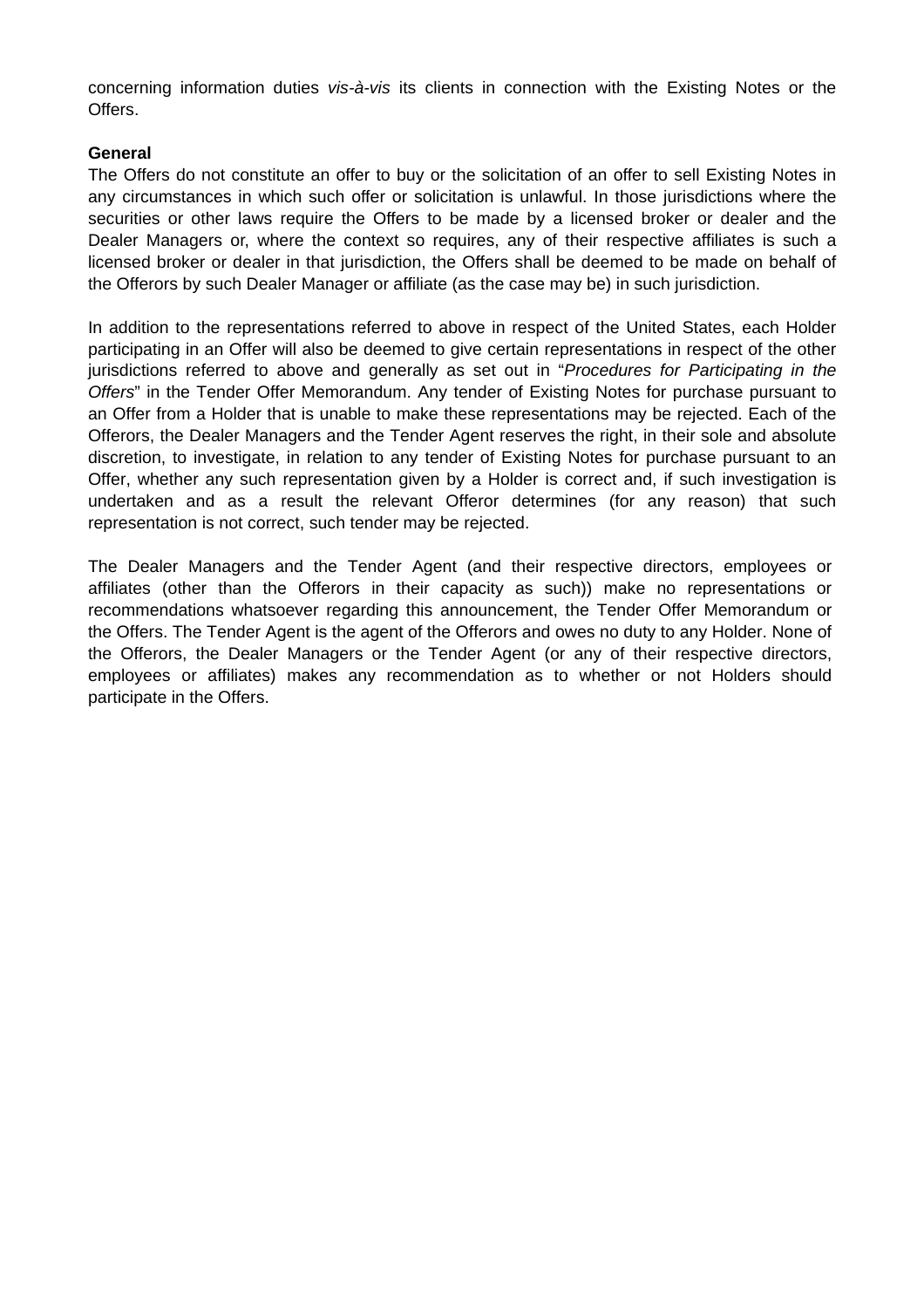concerning information duties *vis-à-vis* its clients in connection with the Existing Notes or the Offers.

**General**

The Offers do not constitute an offer to buy or the solicitation of an offer to sell Existing Notes in any circumstances in which such offer or solicitation is unlawful. In those jurisdictions where the securities or other laws require the Offers to be made by a licensed broker or dealer and the Dealer Managers or, where the context so requires, any of their respective affiliates is such a licensed broker or dealer in that jurisdiction, the Offers shall be deemed to be made on behalf of the Offerors by such Dealer Manager or affiliate (as the case may be) in such jurisdiction.

In addition to the representations referred to above in respect of the United States, each Holder participating in an Offer will also be deemed to give certain representations in respect of the other jurisdictions referred to above and generally as set out in "*Procedures for Participating in the Offers*" in the Tender Offer Memorandum. Any tender of Existing Notes for purchase pursuant to an Offer from a Holder that is unable to make these representations may be rejected. Each of the Offerors, the Dealer Managers and the Tender Agent reserves the right, in their sole and absolute discretion, to investigate, in relation to any tender of Existing Notes for purchase pursuant to an Offer, whether any such representation given by a Holder is correct and, if such investigation is undertaken and as a result the relevant Offeror determines (for any reason) that such representation is not correct, such tender may be rejected.

The Dealer Managers and the Tender Agent (and their respective directors, employees or affiliates (other than the Offerors in their capacity as such)) make no representations or recommendations whatsoever regarding this announcement, the Tender Offer Memorandum or the Offers. The Tender Agent is the agent of the Offerors and owes no duty to any Holder. None of the Offerors, the Dealer Managers or the Tender Agent (or any of their respective directors, employees or affiliates) makes any recommendation as to whether or not Holders should participate in the Offers.